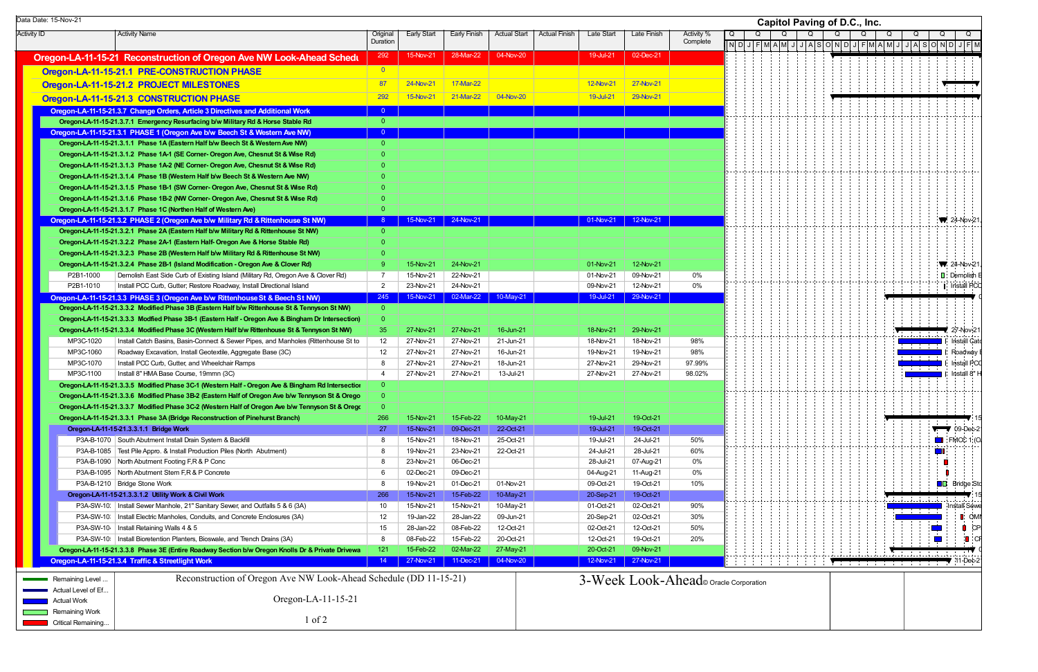Data Date: 15-Nov-21

## Capitol Paving of D.C., Inc.

| Activity ID | Activity Name | Original Duration | Early Start | Early Finish | Actual Start | Actual Finish | Late Start | Late Finish | Activity % Complete |
|---|---|---|---|---|---|---|---|---|---|
| Oregon-LA-11-15-21 | Reconstruction of Oregon Ave NW Look-Ahead Schedu | 292 | 15-Nov-21 | 28-Mar-22 | 04-Nov-20 | | 19-Jul-21 | 02-Dec-21 | |
| Oregon-LA-11-15-21.1 | PRE-CONSTRUCTION PHASE | 0 | | | | | | | |
| Oregon-LA-11-15-21.2 | PROJECT MILESTONES | 87 | 24-Nov-21 | 17-Mar-22 | | | 12-Nov-21 | 27-Nov-21 | |
| Oregon-LA-11-15-21.3 | CONSTRUCTION PHASE | 292 | 15-Nov-21 | 21-Mar-22 | 04-Nov-20 | | 19-Jul-21 | 29-Nov-21 | |
| Oregon-LA-11-15-21.3.7 | Change Orders, Article 3 Directives and Additional Work | 0 | | | | | | | |
| Oregon-LA-11-15-21.3.7.1 | Emergency Resurfacing b/w Military Rd & Horse Stable Rd | 0 | | | | | | | |
| Oregon-LA-11-15-21.3.1 | PHASE 1 (Oregon Ave b/w Beech St & Western Ave NW) | 0 | | | | | | | |
| Oregon-LA-11-15-21.3.1.1 | Phase 1A (Eastern Half b/w Beech St & Western Ave NW) | 0 | | | | | | | |
| Oregon-LA-11-15-21.3.1.2 | Phase 1A-1 (SE Corner- Oregon Ave, Chesnut St & Wise Rd) | 0 | | | | | | | |
| Oregon-LA-11-15-21.3.1.3 | Phase 1A-2 (NE Corner- Oregon Ave, Chesnut St & Wise Rd) | 0 | | | | | | | |
| Oregon-LA-11-15-21.3.1.4 | Phase 1B (Western Half b/w Beech St & Western Ave NW) | 0 | | | | | | | |
| Oregon-LA-11-15-21.3.1.5 | Phase 1B-1 (SW Corner- Oregon Ave, Chesnut St & Wise Rd) | 0 | | | | | | | |
| Oregon-LA-11-15-21.3.1.6 | Phase 1B-2 (NW Corner- Oregon Ave, Chesnut St & Wise Rd) | 0 | | | | | | | |
| Oregon-LA-11-15-21.3.1.7 | Phase 1C (Northen Half of Western Ave) | 0 | | | | | | | |
| Oregon-LA-11-15-21.3.2 | PHASE 2 (Oregon Ave b/w Military Rd & Rittenhouse St NW) | 8 | 15-Nov-21 | 24-Nov-21 | | | 01-Nov-21 | 12-Nov-21 | |
| Oregon-LA-11-15-21.3.2.1 | Phase 2A (Eastern Half b/w Military Rd & Rittenhouse St NW) | 0 | | | | | | | |
| Oregon-LA-11-15-21.3.2.2 | Phase 2A-1 (Eastern Half- Oregon Ave & Horse Stable Rd) | 0 | | | | | | | |
| Oregon-LA-11-15-21.3.2.3 | Phase 2B (Western Half b/w Military Rd & Rittenhouse St NW) | 0 | | | | | | | |
| Oregon-LA-11-15-21.3.2.4 | Phase 2B-1 (Island Modification - Oregon Ave & Clover Rd) | 9 | 15-Nov-21 | 24-Nov-21 | | | 01-Nov-21 | 12-Nov-21 | |
| P2B1-1000 | Demolish East Side Curb of Existing Island (Military Rd, Oregon Ave & Clover Rd) | 7 | 15-Nov-21 | 22-Nov-21 | | | 01-Nov-21 | 09-Nov-21 | 0% |
| P2B1-1010 | Install PCC Curb, Gutter; Restore Roadway, Install Directional Island | 2 | 23-Nov-21 | 24-Nov-21 | | | 09-Nov-21 | 12-Nov-21 | 0% |
| Oregon-LA-11-15-21.3.3 | PHASE 3 (Oregon Ave b/w Rittenhouse St & Beech St NW) | 245 | 15-Nov-21 | 02-Mar-22 | 10-May-21 | | 19-Jul-21 | 29-Nov-21 | |
| Oregon-LA-11-15-21.3.3.2 | Modified Phase 3B (Eastern Half b/w Rittenhouse St & Tennyson St NW) | 0 | | | | | | | |
| Oregon-LA-11-15-21.3.3.3 | Modfied Phase 3B-1 (Eastern Half - Oregon Ave & Bingham Dr Intersection) | 0 | | | | | | | |
| Oregon-LA-11-15-21.3.3.4 | Modified Phase 3C (Western Half b/w Rittenhouse St & Tennyson St NW) | 35 | 27-Nov-21 | 27-Nov-21 | 16-Jun-21 | | 18-Nov-21 | 29-Nov-21 | |
| MP3C-1020 | Install Catch Basins, Basin-Connect & Sewer Pipes, and Manholes (Rittenhouse St to | 12 | 27-Nov-21 | 27-Nov-21 | 21-Jun-21 | | 18-Nov-21 | 18-Nov-21 | 98% |
| MP3C-1060 | Roadway Excavation, Install Geotextile, Aggregate Base (3C) | 12 | 27-Nov-21 | 27-Nov-21 | 16-Jun-21 | | 19-Nov-21 | 19-Nov-21 | 98% |
| MP3C-1070 | Install PCC Curb, Gutter, and Wheelchair Ramps | 8 | 27-Nov-21 | 27-Nov-21 | 18-Jun-21 | | 27-Nov-21 | 29-Nov-21 | 97.99% |
| MP3C-1100 | Install 8" HMA Base Course, 19mmn (3C) | 4 | 27-Nov-21 | 27-Nov-21 | 13-Jul-21 | | 27-Nov-21 | 27-Nov-21 | 98.02% |
| Oregon-LA-11-15-21.3.3.5 | Modified Phase 3C-1 (Western Half - Oregon Ave & Bingham Rd Intersectior | 0 | | | | | | | |
| Oregon-LA-11-15-21.3.3.6 | Modified Phase 3B-2 (Eastern Half of Oregon Ave b/w Tennyson St & Orego | 0 | | | | | | | |
| Oregon-LA-11-15-21.3.3.7 | Modified Phase 3C-2 (Western Half of Oregon Ave b/w Tennyson St & Orego | 0 | | | | | | | |
| Oregon-LA-11-15-21.3.3.1 | Phase 3A (Bridge Reconstruction of Pinehurst Branch) | 266 | 15-Nov-21 | 15-Feb-22 | 10-May-21 | | 19-Jul-21 | 19-Oct-21 | |
| Oregon-LA-11-15-21.3.3.1.1 | Bridge Work | 27 | 15-Nov-21 | 09-Dec-21 | 22-Oct-21 | | 19-Jul-21 | 19-Oct-21 | |
| P3A-B-1070 | South Abutment Install Drain System & Backfill | 8 | 15-Nov-21 | 18-Nov-21 | 25-Oct-21 | | 19-Jul-21 | 24-Jul-21 | 50% |
| P3A-B-1085 | Test Pile Appro. & Install Production Piles (North Abutment) | 8 | 19-Nov-21 | 23-Nov-21 | 22-Oct-21 | | 24-Jul-21 | 28-Jul-21 | 60% |
| P3A-B-1090 | North Abutment Footing F,R & P Conc | 8 | 23-Nov-21 | 06-Dec-21 | | | 28-Jul-21 | 07-Aug-21 | 0% |
| P3A-B-1095 | North Abutment Stem F,R & P Concrete | 6 | 02-Dec-21 | 09-Dec-21 | | | 04-Aug-21 | 11-Aug-21 | 0% |
| P3A-B-1210 | Bridge Stone Work | 8 | 19-Nov-21 | 01-Dec-21 | 01-Nov-21 | | 09-Oct-21 | 19-Oct-21 | 10% |
| Oregon-LA-11-15-21.3.3.1.2 | Utility Work & Civil Work | 266 | 15-Nov-21 | 15-Feb-22 | 10-May-21 | | 20-Sep-21 | 19-Oct-21 | |
| P3A-SW-10: | Install Sewer Manhole, 21" Sanitary Sewer, and Outfalls 5 & 6 (3A) | 10 | 15-Nov-21 | 15-Nov-21 | 10-May-21 | | 01-Oct-21 | 02-Oct-21 | 90% |
| P3A-SW-10: | Install Electric Manholes, Conduits, and Concrete Enclosures (3A) | 12 | 19-Jan-22 | 28-Jan-22 | 09-Jun-21 | | 20-Sep-21 | 02-Oct-21 | 30% |
| P3A-SW-10 | Install Retaining Walls 4 & 5 | 15 | 28-Jan-22 | 08-Feb-22 | 12-Oct-21 | | 02-Oct-21 | 12-Oct-21 | 50% |
| P3A-SW-10: | Install Bioretention Planters, Bioswale, and Trench Drains (3A) | 8 | 08-Feb-22 | 15-Feb-22 | 20-Oct-21 | | 12-Oct-21 | 19-Oct-21 | 20% |
| Oregon-LA-11-15-21.3.3.8 | Phase 3E (Entire Roadway Section b/w Oregon Knolls Dr & Private Drivewa | 121 | 15-Feb-22 | 02-Mar-22 | 27-May-21 | | 20-Oct-21 | 09-Nov-21 | |
| Oregon-LA-11-15-21.3.4 | Traffic & Streetlight Work | 14 | 27-Nov-21 | 11-Dec-21 | 04-Nov-20 | | 12-Nov-21 | 27-Nov-21 | |

Legend: Remaining Level ... | Actual Level of Ef... | Actual Work | Remaining Work | Critical Remaining...

Reconstruction of Oregon Ave NW Look-Ahead Schedule (DD 11-15-21)

Oregon-LA-11-15-21

3-Week Look-Ahead © Oracle Corporation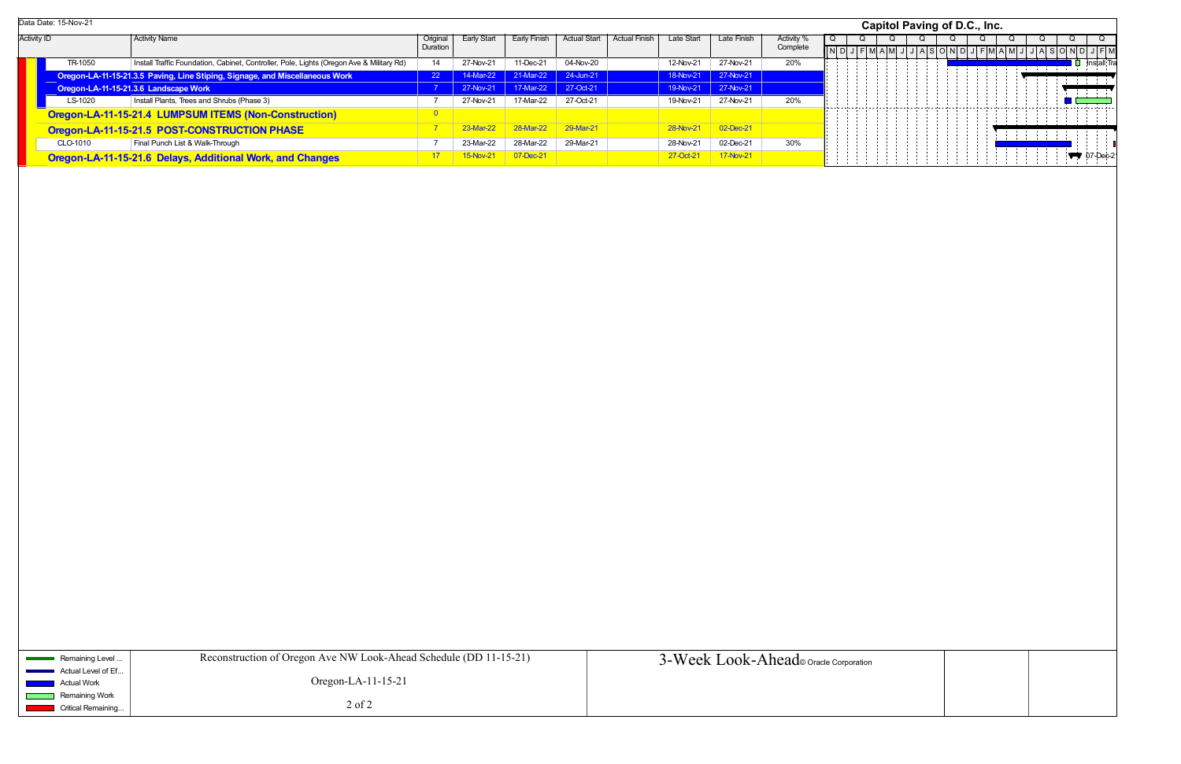Data Date: 15-Nov-21

**Capitol Paving of D.C., Inc.**

| Activity ID | Activity Name | Original Duration | Early Start | Early Finish | Actual Start | Actual Finish | Late Start | Late Finish | Activity % Complete |
|---|---|---|---|---|---|---|---|---|---|
| TR-1050 | Install Traffic Foundation, Cabinet, Controller, Pole, Lights (Oregon Ave & Military Rd) | 14 | 27-Nov-21 | 11-Dec-21 | 04-Nov-20 | | 12-Nov-21 | 27-Nov-21 | 20% |
| **Oregon-LA-11-15-21.3.5 Paving, Line Stiping, Signage, and Miscellaneous Work** | | 22 | 14-Mar-22 | 21-Mar-22 | 24-Jun-21 | | 18-Nov-21 | 27-Nov-21 | |
| **Oregon-LA-11-15-21.3.6 Landscape Work** | | 7 | 27-Nov-21 | 17-Mar-22 | 27-Oct-21 | | 19-Nov-21 | 27-Nov-21 | |
| LS-1020 | Install Plants, Trees and Shrubs (Phase 3) | 7 | 27-Nov-21 | 17-Mar-22 | 27-Oct-21 | | 19-Nov-21 | 27-Nov-21 | 20% |
| **Oregon-LA-11-15-21.4 LUMPSUM ITEMS (Non-Construction)** | | 0 | | | | | | | |
| **Oregon-LA-11-15-21.5 POST-CONSTRUCTION PHASE** | | 7 | 23-Mar-22 | 28-Mar-22 | 29-Mar-21 | | 28-Nov-21 | 02-Dec-21 | |
| CLO-1010 | Final Punch List & Walk-Through | 7 | 23-Mar-22 | 28-Mar-22 | 29-Mar-21 | | 28-Nov-21 | 02-Dec-21 | 30% |
| **Oregon-LA-11-15-21.6 Delays, Additional Work, and Changes** | | 17 | 15-Nov-21 | 07-Dec-21 | | | 27-Oct-21 | 17-Nov-21 | |

Install Tra

07-Dec-21

Legend:
- Remaining Level ...
- Actual Level of Ef...
- Actual Work
- Remaining Work
- Critical Remaining...

Reconstruction of Oregon Ave NW Look-Ahead Schedule (DD 11-15-21)

Oregon-LA-11-15-21

3-Week Look-Ahead © Oracle Corporation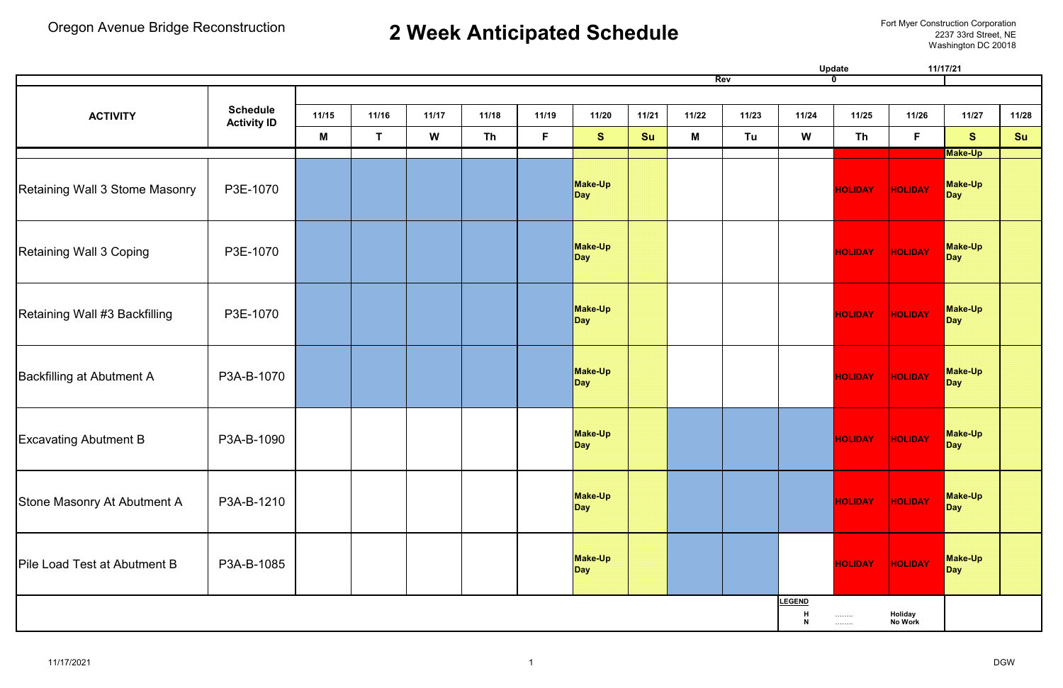Oregon Avenue Bridge Reconstruction

# 2 Week Anticipated Schedule

Fort Myer Construction Corporation
2237 33rd Street, NE
Washington DC 20018

Update 11/17/21
Rev 0

| ACTIVITY | Schedule Activity ID | 11/15 | 11/16 | 11/17 | 11/18 | 11/19 | 11/20 | 11/21 | 11/22 | 11/23 | 11/24 | 11/25 | 11/26 | 11/27 | 11/28 |
|---|---|---|---|---|---|---|---|---|---|---|---|---|---|---|---|
| | | M | T | W | Th | F | S | Su | M | Tu | W | Th | F | S | Su |
| | | | | | | | | | | | | | | Make-Up | |
| Retaining Wall 3 Stome Masonry | P3E-1070 | | | | | | Make-Up Day | | | | | HOLIDAY | HOLIDAY | Make-Up Day | |
| Retaining Wall 3 Coping | P3E-1070 | | | | | | Make-Up Day | | | | | HOLIDAY | HOLIDAY | Make-Up Day | |
| Retaining Wall #3 Backfilling | P3E-1070 | | | | | | Make-Up Day | | | | | HOLIDAY | HOLIDAY | Make-Up Day | |
| Backfilling at Abutment A | P3A-B-1070 | | | | | | Make-Up Day | | | | | HOLIDAY | HOLIDAY | Make-Up Day | |
| Excavating Abutment B | P3A-B-1090 | | | | | | Make-Up Day | | | | | HOLIDAY | HOLIDAY | Make-Up Day | |
| Stone Masonry At Abutment A | P3A-B-1210 | | | | | | Make-Up Day | | | | | HOLIDAY | HOLIDAY | Make-Up Day | |
| Pile Load Test at Abutment B | P3A-B-1085 | | | | | | Make-Up Day | | | | | HOLIDAY | HOLIDAY | Make-Up Day | |

LEGEND
H ........ Holiday
N ........ No Work

11/17/2021

DGW